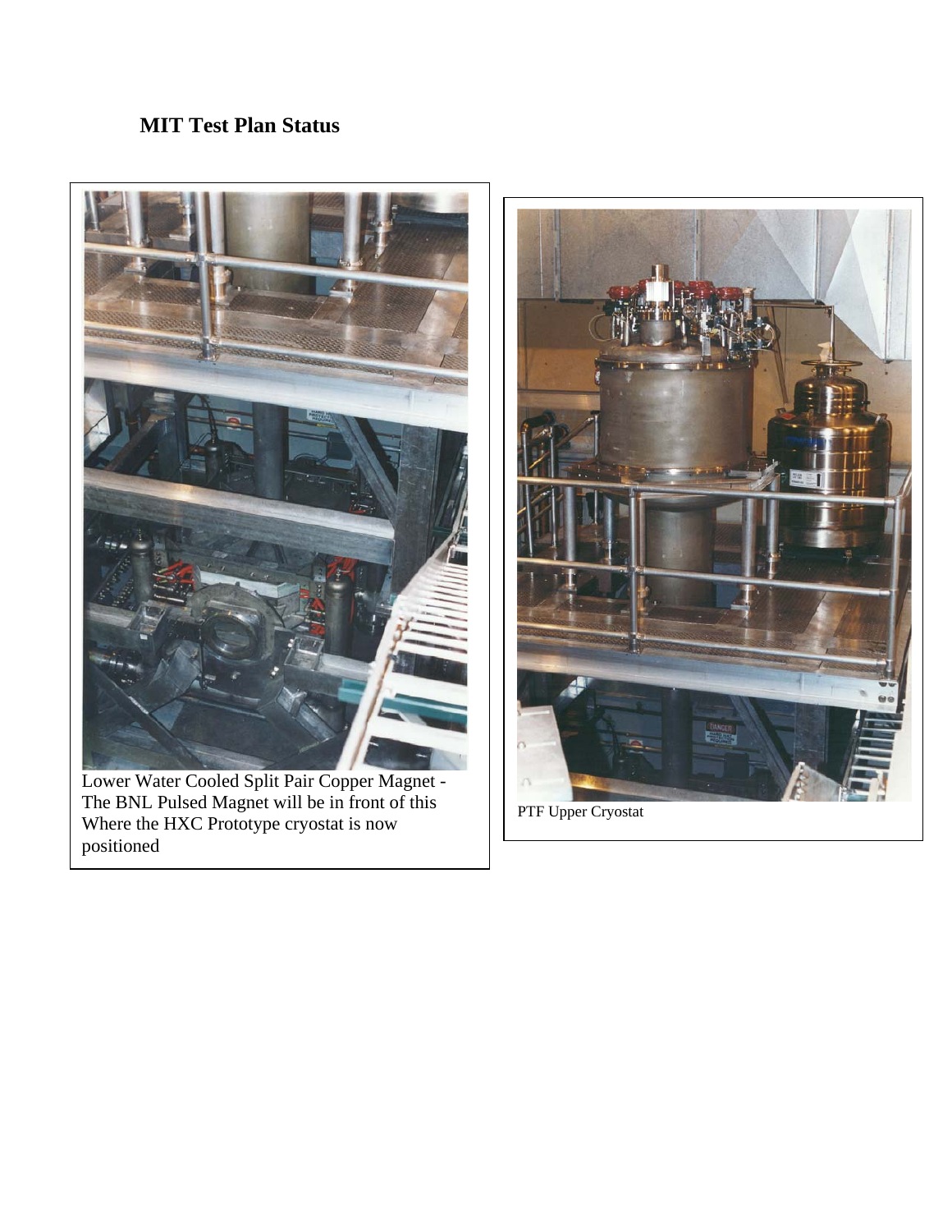## MIT Test Plan Status

Lower Water Cooled Split Pair Copper Magnet - The BNL Pulsed Magnet will be in front of this Where the HXC Prototype cryostat is now positioned

PTF Upper Cryostat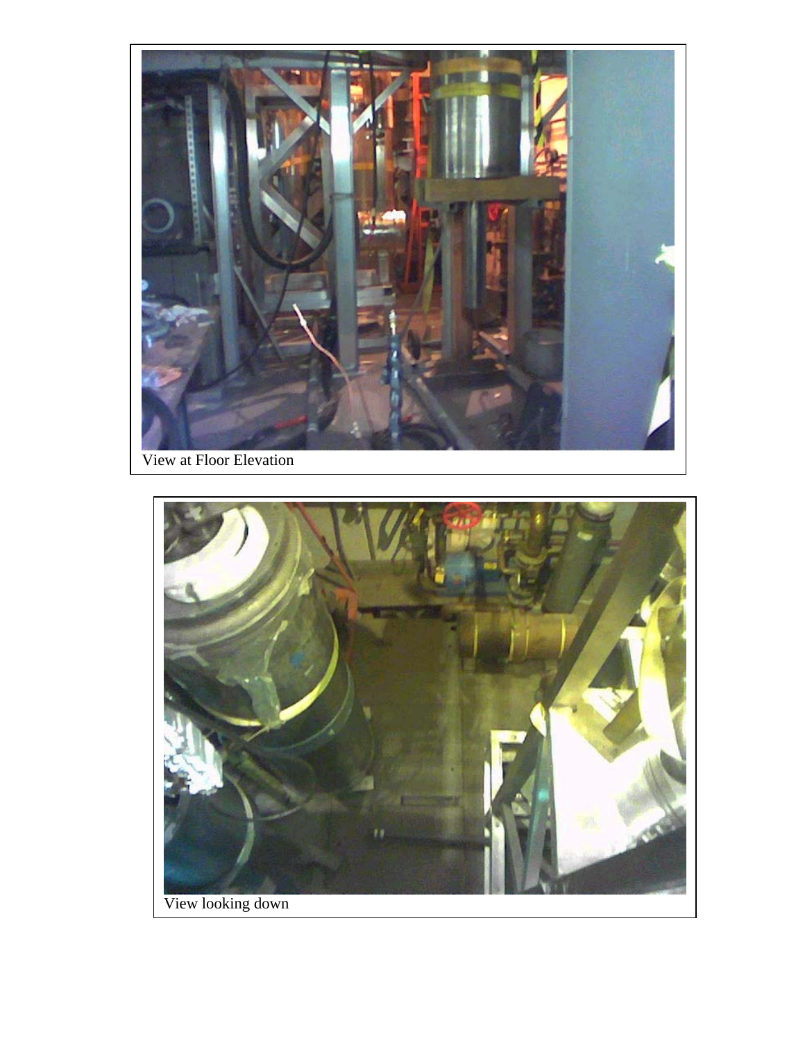View at Floor Elevation

View looking down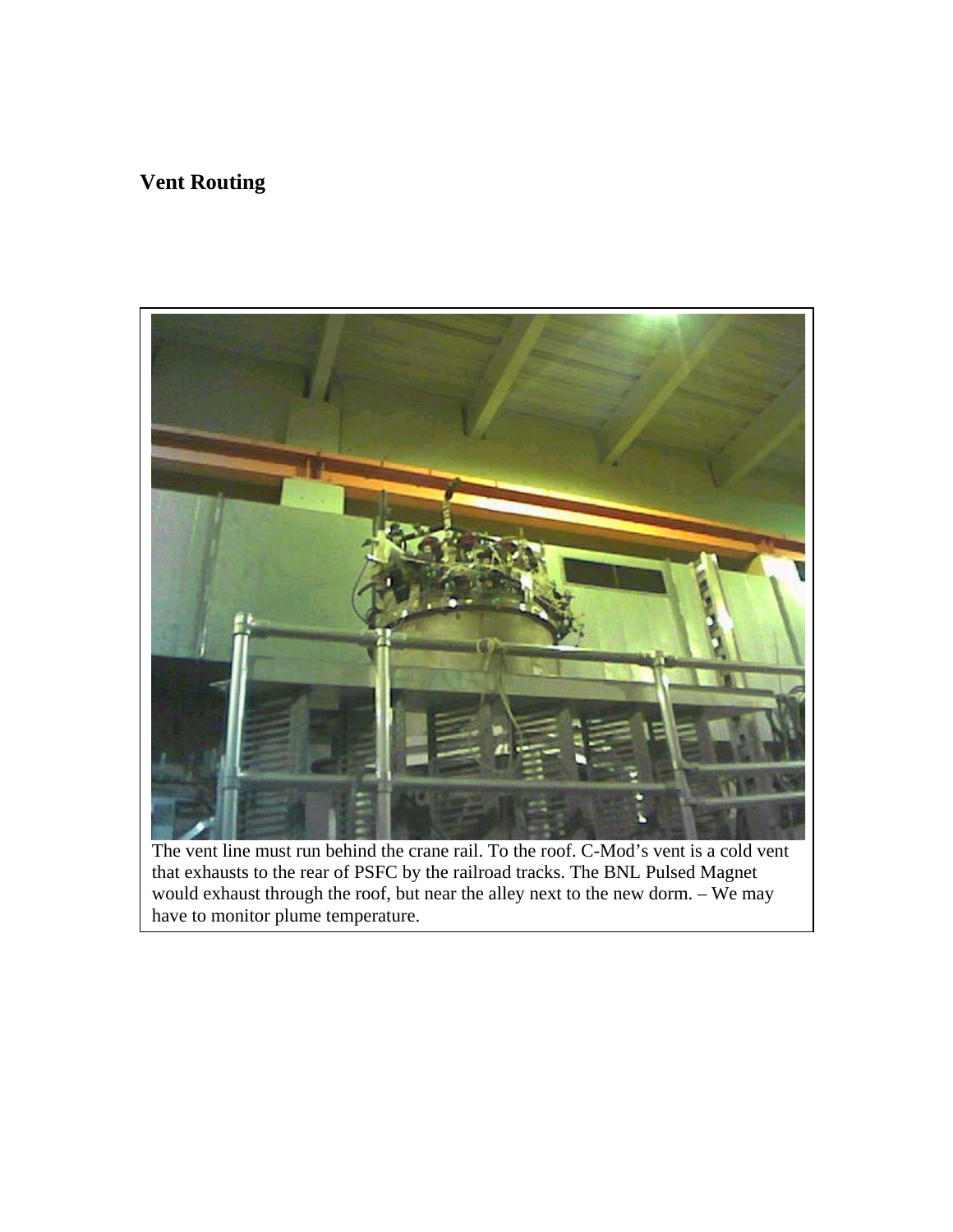## Vent Routing

The vent line must run behind the crane rail. To the roof. C-Mod's vent is a cold vent that exhausts to the rear of PSFC by the railroad tracks. The BNL Pulsed Magnet would exhaust through the roof, but near the alley next to the new dorm. – We may have to monitor plume temperature.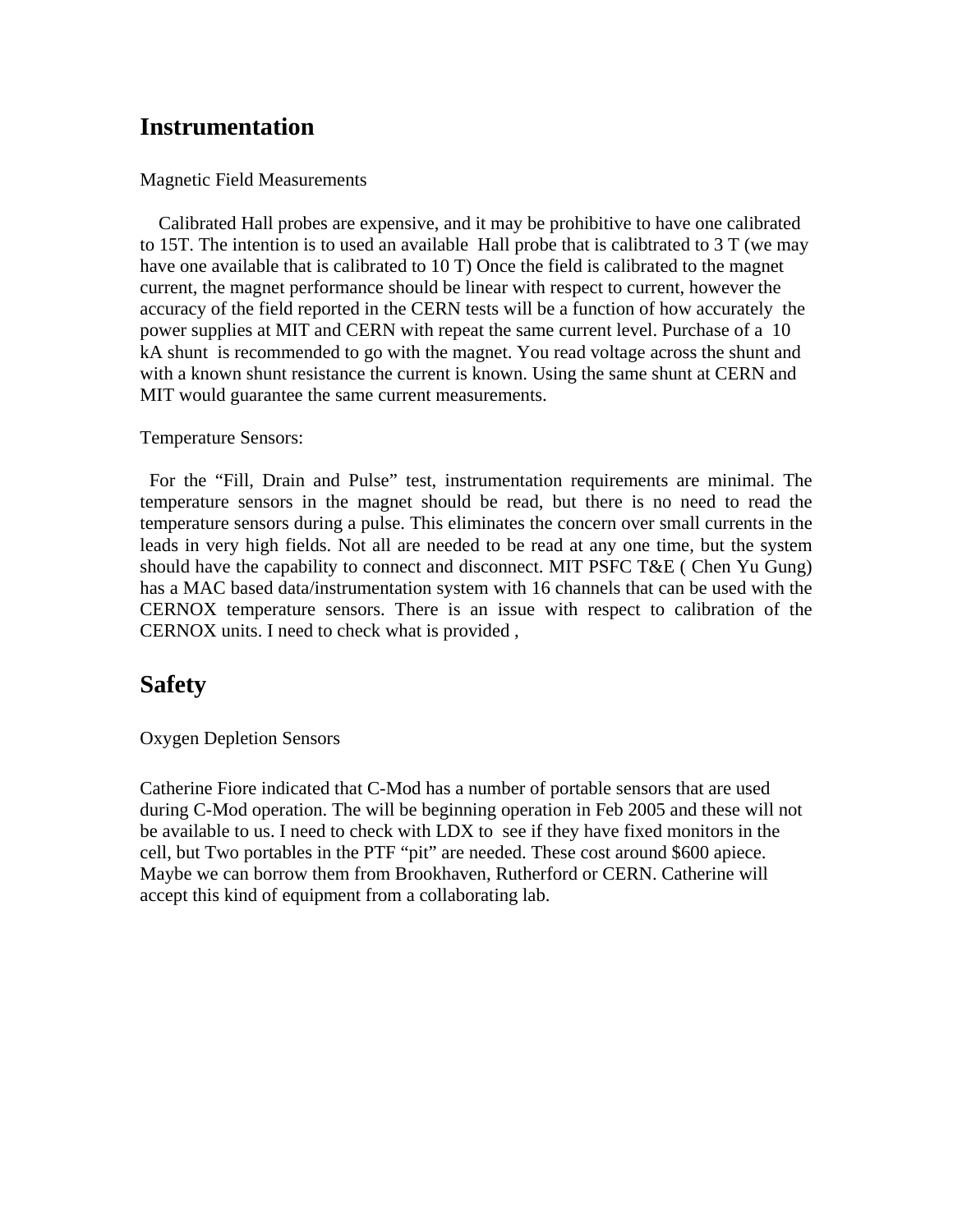## Instrumentation

Magnetic Field Measurements

Calibrated Hall probes are expensive, and it may be prohibitive to have one calibrated to 15T. The intention is to used an available Hall probe that is calibtrated to 3 T (we may have one available that is calibrated to 10 T) Once the field is calibrated to the magnet current, the magnet performance should be linear with respect to current, however the accuracy of the field reported in the CERN tests will be a function of how accurately the power supplies at MIT and CERN with repeat the same current level. Purchase of a 10 kA shunt is recommended to go with the magnet. You read voltage across the shunt and with a known shunt resistance the current is known. Using the same shunt at CERN and MIT would guarantee the same current measurements.

Temperature Sensors:

For the "Fill, Drain and Pulse" test, instrumentation requirements are minimal. The temperature sensors in the magnet should be read, but there is no need to read the temperature sensors during a pulse. This eliminates the concern over small currents in the leads in very high fields. Not all are needed to be read at any one time, but the system should have the capability to connect and disconnect. MIT PSFC T&E ( Chen Yu Gung) has a MAC based data/instrumentation system with 16 channels that can be used with the CERNOX temperature sensors. There is an issue with respect to calibration of the CERNOX units. I need to check what is provided ,

## Safety

Oxygen Depletion Sensors

Catherine Fiore indicated that C-Mod has a number of portable sensors that are used during C-Mod operation. The will be beginning operation in Feb 2005 and these will not be available to us. I need to check with LDX to see if they have fixed monitors in the cell, but Two portables in the PTF "pit" are needed. These cost around $600 apiece. Maybe we can borrow them from Brookhaven, Rutherford or CERN. Catherine will accept this kind of equipment from a collaborating lab.